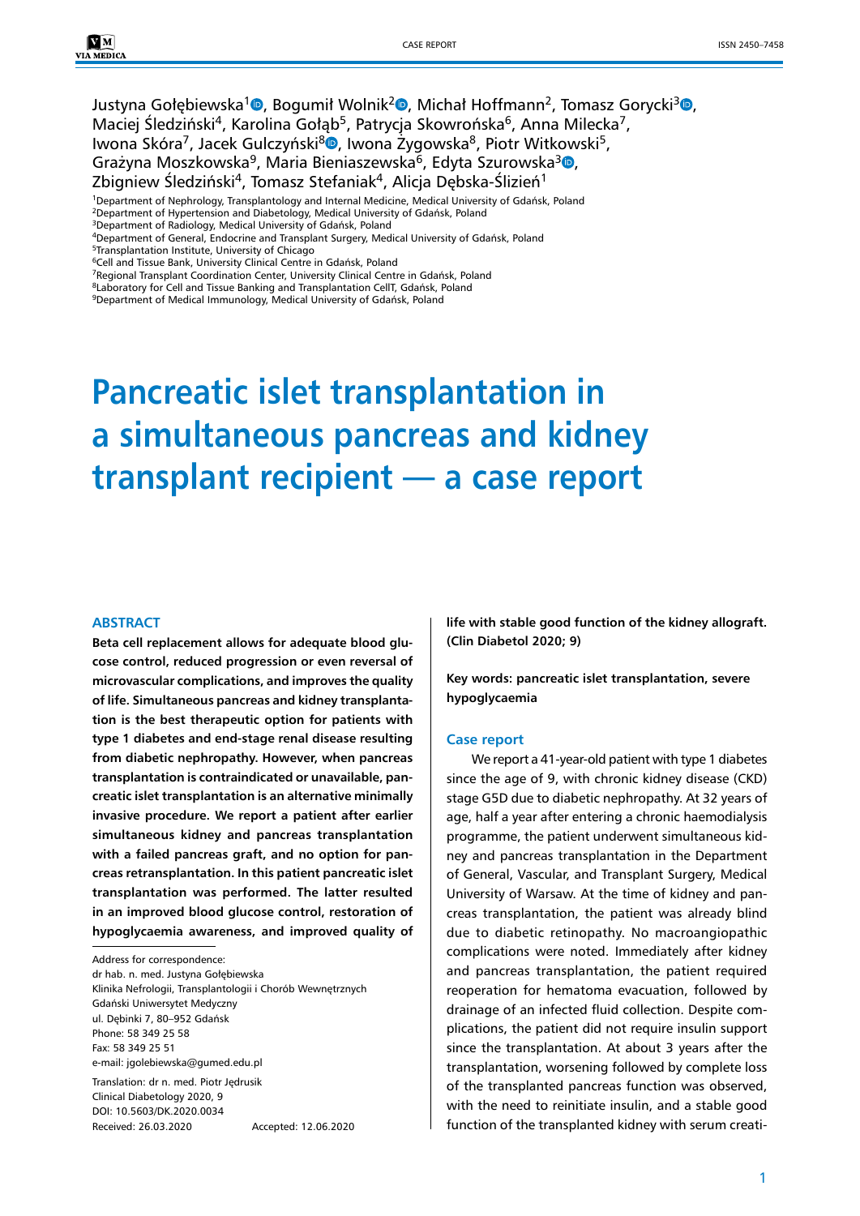Justyna Gołębiewska[1], Bogumił Wolnik[2], Michał Hoffmann[2], Tomasz Gorycki[3], Maciej Śledziński[4], Karolina Gołąb[5], Patrycja Skowrońska[6], Anna Milecka[7], Iwona Skóra[7], Jacek Gulczyński[8], Iwona Żygowska[8], Piotr Witkowski[5], Grażyna Moszkowska[9], Maria Bieniaszewska[6], Edyta Szurowska[3], Zbigniew Śledziński[4], Tomasz Stefaniak[4], Alicja Dębska-Ślizień[1]

[1]Department of Nephrology, Transplantology and Internal Medicine, Medical University of Gdańsk, Poland
[2]Department of Hypertension and Diabetology, Medical University of Gdańsk, Poland
[3]Department of Radiology, Medical University of Gdańsk, Poland
[4]Department of General, Endocrine and Transplant Surgery, Medical University of Gdańsk, Poland
[5]Transplantation Institute, University of Chicago
[6]Cell and Tissue Bank, University Clinical Centre in Gdańsk, Poland
[7]Regional Transplant Coordination Center, University Clinical Centre in Gdańsk, Poland
[8]Laboratory for Cell and Tissue Banking and Transplantation CellT, Gdańsk, Poland
[9]Department of Medical Immunology, Medical University of Gdańsk, Poland

# Pancreatic islet transplantation in a simultaneous pancreas and kidney transplant recipient — a case report

## ABSTRACT

**Beta cell replacement allows for adequate blood glucose control, reduced progression or even reversal of microvascular complications, and improves the quality of life. Simultaneous pancreas and kidney transplantation is the best therapeutic option for patients with type 1 diabetes and end-stage renal disease resulting from diabetic nephropathy. However, when pancreas transplantation is contraindicated or unavailable, pancreatic islet transplantation is an alternative minimally invasive procedure. We report a patient after earlier simultaneous kidney and pancreas transplantation with a failed pancreas graft, and no option for pancreas retransplantation. In this patient pancreatic islet transplantation was performed. The latter resulted in an improved blood glucose control, restoration of hypoglycaemia awareness, and improved quality of life with stable good function of the kidney allograft. (Clin Diabetol 2020; 9)**

**Key words: pancreatic islet transplantation, severe hypoglycaemia**

Address for correspondence:
dr hab. n. med. Justyna Gołębiewska
Klinika Nefrologii, Transplantologii i Chorób Wewnętrznych
Gdański Uniwersytet Medyczny
ul. Dębinki 7, 80–952 Gdańsk
Phone: 58 349 25 58
Fax: 58 349 25 51
e-mail: jgolebiewska@gumed.edu.pl

Translation: dr n. med. Piotr Jędrusik
Clinical Diabetology 2020, 9
DOI: 10.5603/DK.2020.0034
Received: 26.03.2020 Accepted: 12.06.2020

## Case report

We report a 41-year-old patient with type 1 diabetes since the age of 9, with chronic kidney disease (CKD) stage G5D due to diabetic nephropathy. At 32 years of age, half a year after entering a chronic haemodialysis programme, the patient underwent simultaneous kidney and pancreas transplantation in the Department of General, Vascular, and Transplant Surgery, Medical University of Warsaw. At the time of kidney and pancreas transplantation, the patient was already blind due to diabetic retinopathy. No macroangiopathic complications were noted. Immediately after kidney and pancreas transplantation, the patient required reoperation for hematoma evacuation, followed by drainage of an infected fluid collection. Despite complications, the patient did not require insulin support since the transplantation. At about 3 years after the transplantation, worsening followed by complete loss of the transplanted pancreas function was observed, with the need to reinitiate insulin, and a stable good function of the transplanted kidney with serum creati-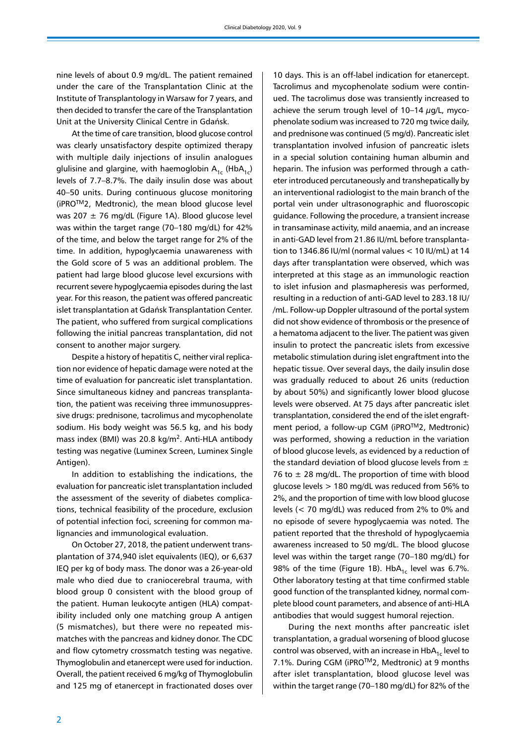nine levels of about 0.9 mg/dL. The patient remained under the care of the Transplantation Clinic at the Institute of Transplantology in Warsaw for 7 years, and then decided to transfer the care of the Transplantation Unit at the University Clinical Centre in Gdańsk.

At the time of care transition, blood glucose control was clearly unsatisfactory despite optimized therapy with multiple daily injections of insulin analogues glulisine and glargine, with haemoglobin $A_{1c}$ ($HbA_{1c}$) levels of 7.7–8.7%. The daily insulin dose was about 40–50 units. During continuous glucose monitoring (iPRO™2, Medtronic), the mean blood glucose level was 207 ± 76 mg/dL (Figure 1A). Blood glucose level was within the target range (70–180 mg/dL) for 42% of the time, and below the target range for 2% of the time. In addition, hypoglycaemia unawareness with the Gold score of 5 was an additional problem. The patient had large blood glucose level excursions with recurrent severe hypoglycaemia episodes during the last year. For this reason, the patient was offered pancreatic islet transplantation at Gdańsk Transplantation Center. The patient, who suffered from surgical complications following the initial pancreas transplantation, did not consent to another major surgery.

Despite a history of hepatitis C, neither viral replication nor evidence of hepatic damage were noted at the time of evaluation for pancreatic islet transplantation. Since simultaneous kidney and pancreas transplantation, the patient was receiving three immunosuppressive drugs: prednisone, tacrolimus and mycophenolate sodium. His body weight was 56.5 kg, and his body mass index (BMI) was 20.8 kg/m$^2$. Anti-HLA antibody testing was negative (Luminex Screen, Luminex Single Antigen).

In addition to establishing the indications, the evaluation for pancreatic islet transplantation included the assessment of the severity of diabetes complications, technical feasibility of the procedure, exclusion of potential infection foci, screening for common malignancies and immunological evaluation.

On October 27, 2018, the patient underwent transplantation of 374,940 islet equivalents (IEQ), or 6,637 IEQ per kg of body mass. The donor was a 26-year-old male who died due to craniocerebral trauma, with blood group 0 consistent with the blood group of the patient. Human leukocyte antigen (HLA) compatibility included only one matching group A antigen (5 mismatches), but there were no repeated mismatches with the pancreas and kidney donor. The CDC and flow cytometry crossmatch testing was negative. Thymoglobulin and etanercept were used for induction. Overall, the patient received 6 mg/kg of Thymoglobulin and 125 mg of etanercept in fractionated doses over 10 days. This is an off-label indication for etanercept. Tacrolimus and mycophenolate sodium were continued. The tacrolimus dose was transiently increased to achieve the serum trough level of 10–14 $\mu$g/L, mycophenolate sodium was increased to 720 mg twice daily, and prednisone was continued (5 mg/d). Pancreatic islet transplantation involved infusion of pancreatic islets in a special solution containing human albumin and heparin. The infusion was performed through a catheter introduced percutaneously and transhepatically by an interventional radiologist to the main branch of the portal vein under ultrasonographic and fluoroscopic guidance. Following the procedure, a transient increase in transaminase activity, mild anaemia, and an increase in anti-GAD level from 21.86 IU/mL before transplantation to 1346.86 IU/ml (normal values < 10 IU/mL) at 14 days after transplantation were observed, which was interpreted at this stage as an immunologic reaction to islet infusion and plasmapheresis was performed, resulting in a reduction of anti-GAD level to 283.18 IU/mL. Follow-up Doppler ultrasound of the portal system did not show evidence of thrombosis or the presence of a hematoma adjacent to the liver. The patient was given insulin to protect the pancreatic islets from excessive metabolic stimulation during islet engraftment into the hepatic tissue. Over several days, the daily insulin dose was gradually reduced to about 26 units (reduction by about 50%) and significantly lower blood glucose levels were observed. At 75 days after pancreatic islet transplantation, considered the end of the islet engraftment period, a follow-up CGM (iPRO™2, Medtronic) was performed, showing a reduction in the variation of blood glucose levels, as evidenced by a reduction of the standard deviation of blood glucose levels from ± 76 to ± 28 mg/dL. The proportion of time with blood glucose levels > 180 mg/dL was reduced from 56% to 2%, and the proportion of time with low blood glucose levels (< 70 mg/dL) was reduced from 2% to 0% and no episode of severe hypoglycaemia was noted. The patient reported that the threshold of hypoglycaemia awareness increased to 50 mg/dL. The blood glucose level was within the target range (70–180 mg/dL) for 98% of the time (Figure 1B). $HbA_{1c}$ level was 6.7%. Other laboratory testing at that time confirmed stable good function of the transplanted kidney, normal complete blood count parameters, and absence of anti-HLA antibodies that would suggest humoral rejection.

During the next months after pancreatic islet transplantation, a gradual worsening of blood glucose control was observed, with an increase in $HbA_{1c}$ level to 7.1%. During CGM (iPRO™2, Medtronic) at 9 months after islet transplantation, blood glucose level was within the target range (70–180 mg/dL) for 82% of the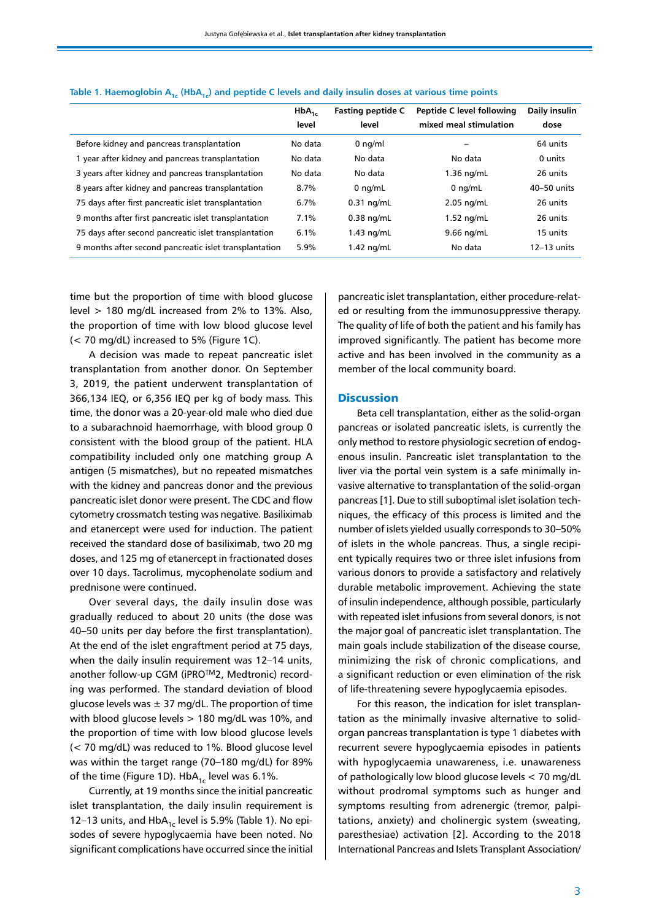Table 1. Haemoglobin $A_{1c}$ ($HbA_{1c}$) and peptide C levels and daily insulin doses at various time points

| | $HbA_{1c}$ level | Fasting peptide C level | Peptide C level following mixed meal stimulation | Daily insulin dose |
|---|---|---|---|---|
| Before kidney and pancreas transplantation | No data | 0 ng/ml | – | 64 units |
| 1 year after kidney and pancreas transplantation | No data | No data | No data | 0 units |
| 3 years after kidney and pancreas transplantation | No data | No data | 1.36 ng/mL | 26 units |
| 8 years after kidney and pancreas transplantation | 8.7% | 0 ng/mL | 0 ng/mL | 40–50 units |
| 75 days after first pancreatic islet transplantation | 6.7% | 0.31 ng/mL | 2.05 ng/mL | 26 units |
| 9 months after first pancreatic islet transplantation | 7.1% | 0.38 ng/mL | 1.52 ng/mL | 26 units |
| 75 days after second pancreatic islet transplantation | 6.1% | 1.43 ng/mL | 9.66 ng/mL | 15 units |
| 9 months after second pancreatic islet transplantation | 5.9% | 1.42 ng/mL | No data | 12–13 units |

time but the proportion of time with blood glucose level > 180 mg/dL increased from 2% to 13%. Also, the proportion of time with low blood glucose level (< 70 mg/dL) increased to 5% (Figure 1C).

A decision was made to repeat pancreatic islet transplantation from another donor. On September 3, 2019, the patient underwent transplantation of 366,134 IEQ, or 6,356 IEQ per kg of body mass. This time, the donor was a 20-year-old male who died due to a subarachnoid haemorrhage, with blood group 0 consistent with the blood group of the patient. HLA compatibility included only one matching group A antigen (5 mismatches), but no repeated mismatches with the kidney and pancreas donor and the previous pancreatic islet donor were present. The CDC and flow cytometry crossmatch testing was negative. Basiliximab and etanercept were used for induction. The patient received the standard dose of basiliximab, two 20 mg doses, and 125 mg of etanercept in fractionated doses over 10 days. Tacrolimus, mycophenolate sodium and prednisone were continued.

Over several days, the daily insulin dose was gradually reduced to about 20 units (the dose was 40–50 units per day before the first transplantation). At the end of the islet engraftment period at 75 days, when the daily insulin requirement was 12–14 units, another follow-up CGM (iPRO$^{TM}$2, Medtronic) recording was performed. The standard deviation of blood glucose levels was ± 37 mg/dL. The proportion of time with blood glucose levels > 180 mg/dL was 10%, and the proportion of time with low blood glucose levels (< 70 mg/dL) was reduced to 1%. Blood glucose level was within the target range (70–180 mg/dL) for 89% of the time (Figure 1D). $HbA_{1c}$ level was 6.1%.

Currently, at 19 months since the initial pancreatic islet transplantation, the daily insulin requirement is 12–13 units, and $HbA_{1c}$ level is 5.9% (Table 1). No episodes of severe hypoglycaemia have been noted. No significant complications have occurred since the initial pancreatic islet transplantation, either procedure-related or resulting from the immunosuppressive therapy. The quality of life of both the patient and his family has improved significantly. The patient has become more active and has been involved in the community as a member of the local community board.

## Discussion

Beta cell transplantation, either as the solid-organ pancreas or isolated pancreatic islets, is currently the only method to restore physiologic secretion of endogenous insulin. Pancreatic islet transplantation to the liver via the portal vein system is a safe minimally invasive alternative to transplantation of the solid-organ pancreas [1]. Due to still suboptimal islet isolation techniques, the efficacy of this process is limited and the number of islets yielded usually corresponds to 30–50% of islets in the whole pancreas. Thus, a single recipient typically requires two or three islet infusions from various donors to provide a satisfactory and relatively durable metabolic improvement. Achieving the state of insulin independence, although possible, particularly with repeated islet infusions from several donors, is not the major goal of pancreatic islet transplantation. The main goals include stabilization of the disease course, minimizing the risk of chronic complications, and a significant reduction or even elimination of the risk of life-threatening severe hypoglycaemia episodes.

For this reason, the indication for islet transplantation as the minimally invasive alternative to solid-organ pancreas transplantation is type 1 diabetes with recurrent severe hypoglycaemia episodes in patients with hypoglycaemia unawareness, i.e. unawareness of pathologically low blood glucose levels < 70 mg/dL without prodromal symptoms such as hunger and symptoms resulting from adrenergic (tremor, palpitations, anxiety) and cholinergic system (sweating, paresthesiae) activation [2]. According to the 2018 International Pancreas and Islets Transplant Association/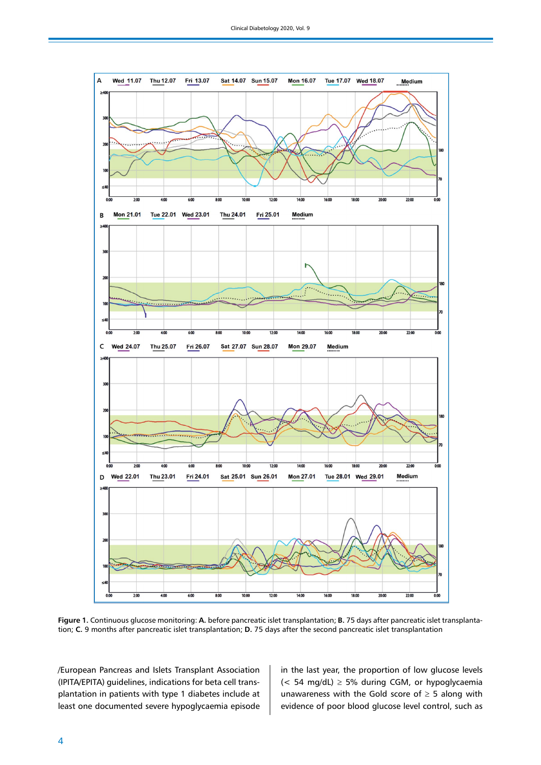**Figure 1.** Continuous glucose monitoring: **A.** before pancreatic islet transplantation; **B.** 75 days after pancreatic islet transplantation; **C.** 9 months after pancreatic islet transplantation; **D.** 75 days after the second pancreatic islet transplantation

/European Pancreas and Islets Transplant Association (IPITA/EPITA) guidelines, indications for beta cell transplantation in patients with type 1 diabetes include at least one documented severe hypoglycaemia episode in the last year, the proportion of low glucose levels (< 54 mg/dL) ≥ 5% during CGM, or hypoglycaemia unawareness with the Gold score of ≥ 5 along with evidence of poor blood glucose level control, such as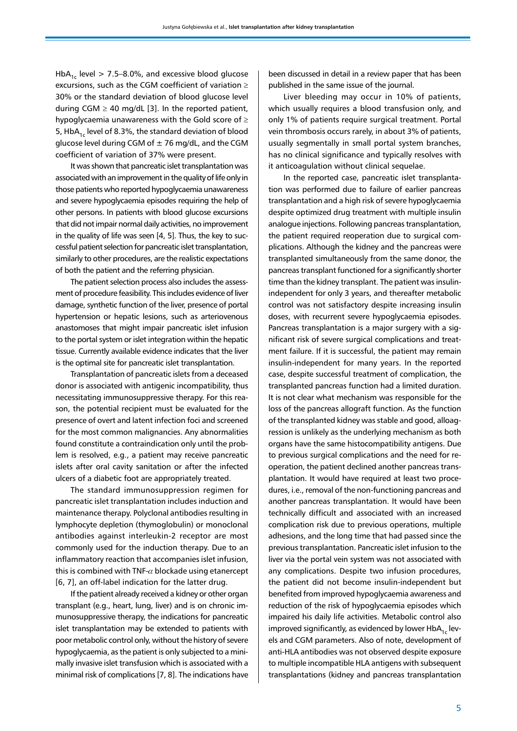$HbA_{1c}$ level > 7.5–8.0%, and excessive blood glucose excursions, such as the CGM coefficient of variation ≥ 30% or the standard deviation of blood glucose level during CGM ≥ 40 mg/dL [3]. In the reported patient, hypoglycaemia unawareness with the Gold score of ≥ 5, $HbA_{1c}$ level of 8.3%, the standard deviation of blood glucose level during CGM of ± 76 mg/dL, and the CGM coefficient of variation of 37% were present.

It was shown that pancreatic islet transplantation was associated with an improvement in the quality of life only in those patients who reported hypoglycaemia unawareness and severe hypoglycaemia episodes requiring the help of other persons. In patients with blood glucose excursions that did not impair normal daily activities, no improvement in the quality of life was seen [4, 5]. Thus, the key to successful patient selection for pancreatic islet transplantation, similarly to other procedures, are the realistic expectations of both the patient and the referring physician.

The patient selection process also includes the assessment of procedure feasibility. This includes evidence of liver damage, synthetic function of the liver, presence of portal hypertension or hepatic lesions, such as arteriovenous anastomoses that might impair pancreatic islet infusion to the portal system or islet integration within the hepatic tissue. Currently available evidence indicates that the liver is the optimal site for pancreatic islet transplantation.

Transplantation of pancreatic islets from a deceased donor is associated with antigenic incompatibility, thus necessitating immunosuppressive therapy. For this reason, the potential recipient must be evaluated for the presence of overt and latent infection foci and screened for the most common malignancies. Any abnormalities found constitute a contraindication only until the problem is resolved, e.g., a patient may receive pancreatic islets after oral cavity sanitation or after the infected ulcers of a diabetic foot are appropriately treated.

The standard immunosuppression regimen for pancreatic islet transplantation includes induction and maintenance therapy. Polyclonal antibodies resulting in lymphocyte depletion (thymoglobulin) or monoclonal antibodies against interleukin-2 receptor are most commonly used for the induction therapy. Due to an inflammatory reaction that accompanies islet infusion, this is combined with TNF-$\alpha$ blockade using etanercept [6, 7], an off-label indication for the latter drug.

If the patient already received a kidney or other organ transplant (e.g., heart, lung, liver) and is on chronic immunosuppressive therapy, the indications for pancreatic islet transplantation may be extended to patients with poor metabolic control only, without the history of severe hypoglycaemia, as the patient is only subjected to a minimally invasive islet transfusion which is associated with a minimal risk of complications [7, 8]. The indications have been discussed in detail in a review paper that has been published in the same issue of the journal.

Liver bleeding may occur in 10% of patients, which usually requires a blood transfusion only, and only 1% of patients require surgical treatment. Portal vein thrombosis occurs rarely, in about 3% of patients, usually segmentally in small portal system branches, has no clinical significance and typically resolves with it anticoagulation without clinical sequelae.

In the reported case, pancreatic islet transplantation was performed due to failure of earlier pancreas transplantation and a high risk of severe hypoglycaemia despite optimized drug treatment with multiple insulin analogue injections. Following pancreas transplantation, the patient required reoperation due to surgical complications. Although the kidney and the pancreas were transplanted simultaneously from the same donor, the pancreas transplant functioned for a significantly shorter time than the kidney transplant. The patient was insulin-independent for only 3 years, and thereafter metabolic control was not satisfactory despite increasing insulin doses, with recurrent severe hypoglycaemia episodes. Pancreas transplantation is a major surgery with a significant risk of severe surgical complications and treatment failure. If it is successful, the patient may remain insulin-independent for many years. In the reported case, despite successful treatment of complication, the transplanted pancreas function had a limited duration. It is not clear what mechanism was responsible for the loss of the pancreas allograft function. As the function of the transplanted kidney was stable and good, alloaggression is unlikely as the underlying mechanism as both organs have the same histocompatibility antigens. Due to previous surgical complications and the need for reoperation, the patient declined another pancreas transplantation. It would have required at least two procedures, i.e., removal of the non-functioning pancreas and another pancreas transplantation. It would have been technically difficult and associated with an increased complication risk due to previous operations, multiple adhesions, and the long time that had passed since the previous transplantation. Pancreatic islet infusion to the liver via the portal vein system was not associated with any complications. Despite two infusion procedures, the patient did not become insulin-independent but benefited from improved hypoglycaemia awareness and reduction of the risk of hypoglycaemia episodes which impaired his daily life activities. Metabolic control also improved significantly, as evidenced by lower $HbA_{1c}$ levels and CGM parameters. Also of note, development of anti-HLA antibodies was not observed despite exposure to multiple incompatible HLA antigens with subsequent transplantations (kidney and pancreas transplantation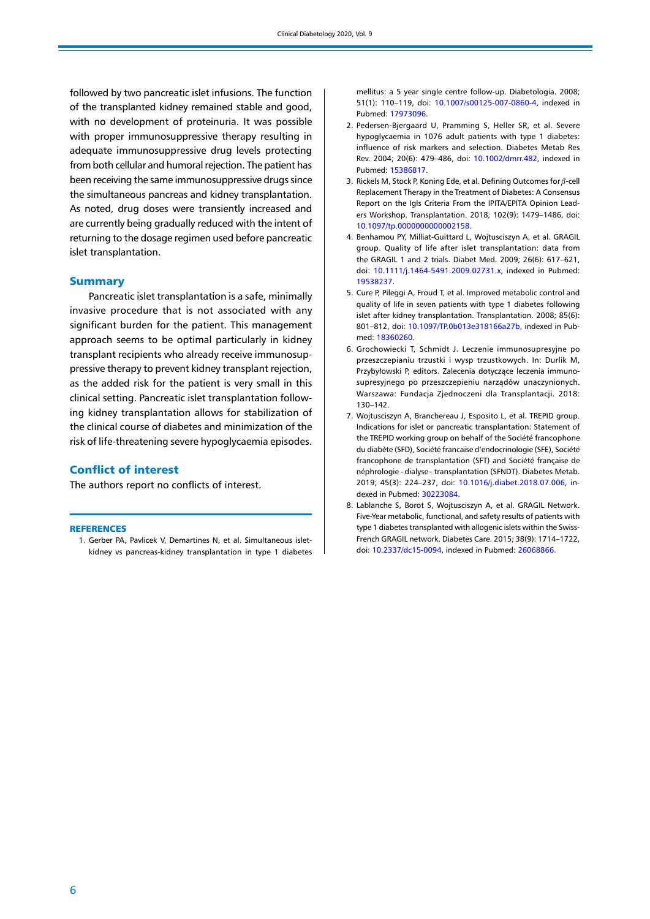followed by two pancreatic islet infusions. The function of the transplanted kidney remained stable and good, with no development of proteinuria. It was possible with proper immunosuppressive therapy resulting in adequate immunosuppressive drug levels protecting from both cellular and humoral rejection. The patient has been receiving the same immunosuppressive drugs since the simultaneous pancreas and kidney transplantation. As noted, drug doses were transiently increased and are currently being gradually reduced with the intent of returning to the dosage regimen used before pancreatic islet transplantation.

## Summary

Pancreatic islet transplantation is a safe, minimally invasive procedure that is not associated with any significant burden for the patient. This management approach seems to be optimal particularly in kidney transplant recipients who already receive immunosuppressive therapy to prevent kidney transplant rejection, as the added risk for the patient is very small in this clinical setting. Pancreatic islet transplantation following kidney transplantation allows for stabilization of the clinical course of diabetes and minimization of the risk of life-threatening severe hypoglycaemia episodes.

## Conflict of interest

The authors report no conflicts of interest.

### REFERENCES

1. Gerber PA, Pavlicek V, Demartines N, et al. Simultaneous islet-kidney vs pancreas-kidney transplantation in type 1 diabetes mellitus: a 5 year single centre follow-up. Diabetologia. 2008; 51(1): 110–119, doi: 10.1007/s00125-007-0860-4, indexed in Pubmed: 17973096.
2. Pedersen-Bjergaard U, Pramming S, Heller SR, et al. Severe hypoglycaemia in 1076 adult patients with type 1 diabetes: influence of risk markers and selection. Diabetes Metab Res Rev. 2004; 20(6): 479–486, doi: 10.1002/dmrr.482, indexed in Pubmed: 15386817.
3. Rickels M, Stock P, Koning Ede, et al. Defining Outcomes for $\beta$-cell Replacement Therapy in the Treatment of Diabetes: A Consensus Report on the Igls Criteria From the IPITA/EPITA Opinion Leaders Workshop. Transplantation. 2018; 102(9): 1479–1486, doi: 10.1097/tp.0000000000002158.
4. Benhamou PY, Milliat-Guittard L, Wojtusciszyn A, et al. GRAGIL group. Quality of life after islet transplantation: data from the GRAGIL 1 and 2 trials. Diabet Med. 2009; 26(6): 617–621, doi: 10.1111/j.1464-5491.2009.02731.x, indexed in Pubmed: 19538237.
5. Cure P, Pileggi A, Froud T, et al. Improved metabolic control and quality of life in seven patients with type 1 diabetes following islet after kidney transplantation. Transplantation. 2008; 85(6): 801–812, doi: 10.1097/TP.0b013e318166a27b, indexed in Pubmed: 18360260.
6. Grochowiecki T, Schmidt J. Leczenie immunosupresyjne po przeszczepianiu trzustki i wysp trzustkowych. In: Durlik M, Przybyłowski P, editors. Zalecenia dotyczące leczenia immunosupresyjnego po przeszczepieniu narządów unaczynionych. Warszawa: Fundacja Zjednoczeni dla Transplantacji. 2018: 130–142.
7. Wojtusciszyn A, Branchereau J, Esposito L, et al. TREPID group. Indications for islet or pancreatic transplantation: Statement of the TREPID working group on behalf of the Société francophone du diabète (SFD), Société francaise d'endocrinologie (SFE), Société francophone de transplantation (SFT) and Société française de néphrologie - dialyse - transplantation (SFNDT). Diabetes Metab. 2019; 45(3): 224–237, doi: 10.1016/j.diabet.2018.07.006, indexed in Pubmed: 30223084.
8. Lablanche S, Borot S, Wojtusciszyn A, et al. GRAGIL Network. Five-Year metabolic, functional, and safety results of patients with type 1 diabetes transplanted with allogenic islets within the Swiss-French GRAGIL network. Diabetes Care. 2015; 38(9): 1714–1722, doi: 10.2337/dc15-0094, indexed in Pubmed: 26068866.